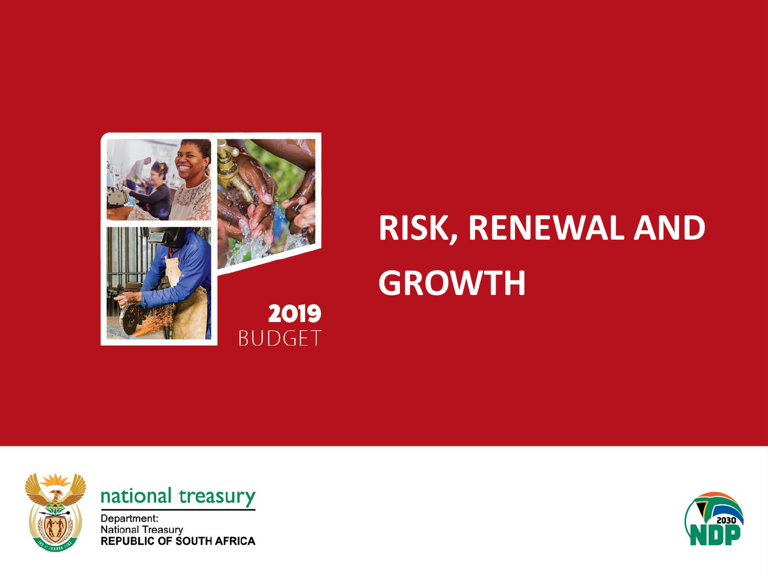2019
BUDGET

# RISK, RENEWAL AND GROWTH

national treasury

Department:
National Treasury
REPUBLIC OF SOUTH AFRICA

2030 NDP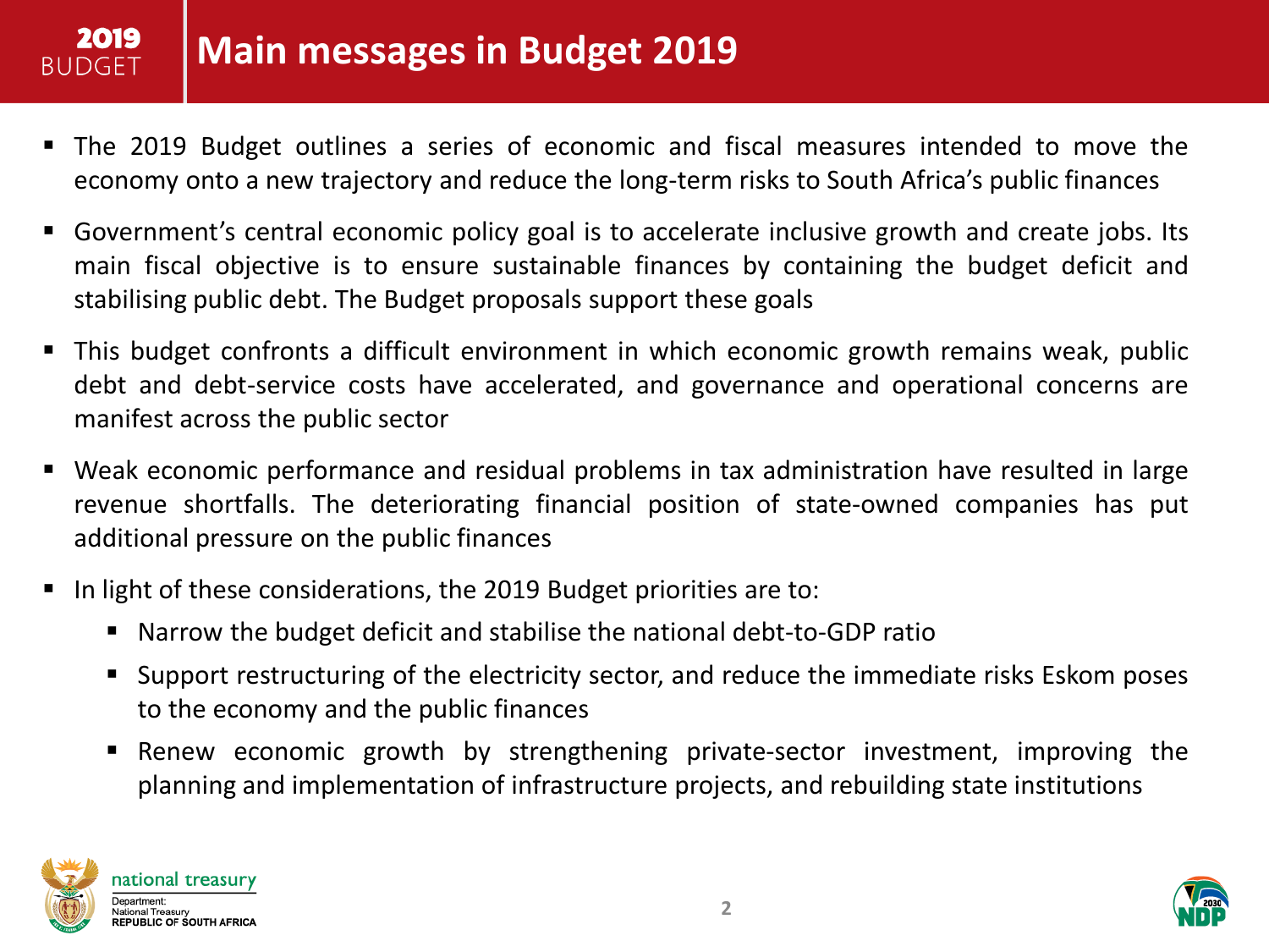# Main messages in Budget 2019

- The 2019 Budget outlines a series of economic and fiscal measures intended to move the economy onto a new trajectory and reduce the long-term risks to South Africa's public finances
- Government's central economic policy goal is to accelerate inclusive growth and create jobs. Its main fiscal objective is to ensure sustainable finances by containing the budget deficit and stabilising public debt. The Budget proposals support these goals
- This budget confronts a difficult environment in which economic growth remains weak, public debt and debt-service costs have accelerated, and governance and operational concerns are manifest across the public sector
- Weak economic performance and residual problems in tax administration have resulted in large revenue shortfalls. The deteriorating financial position of state-owned companies has put additional pressure on the public finances
- In light of these considerations, the 2019 Budget priorities are to:
  - Narrow the budget deficit and stabilise the national debt-to-GDP ratio
  - Support restructuring of the electricity sector, and reduce the immediate risks Eskom poses to the economy and the public finances
  - Renew economic growth by strengthening private-sector investment, improving the planning and implementation of infrastructure projects, and rebuilding state institutions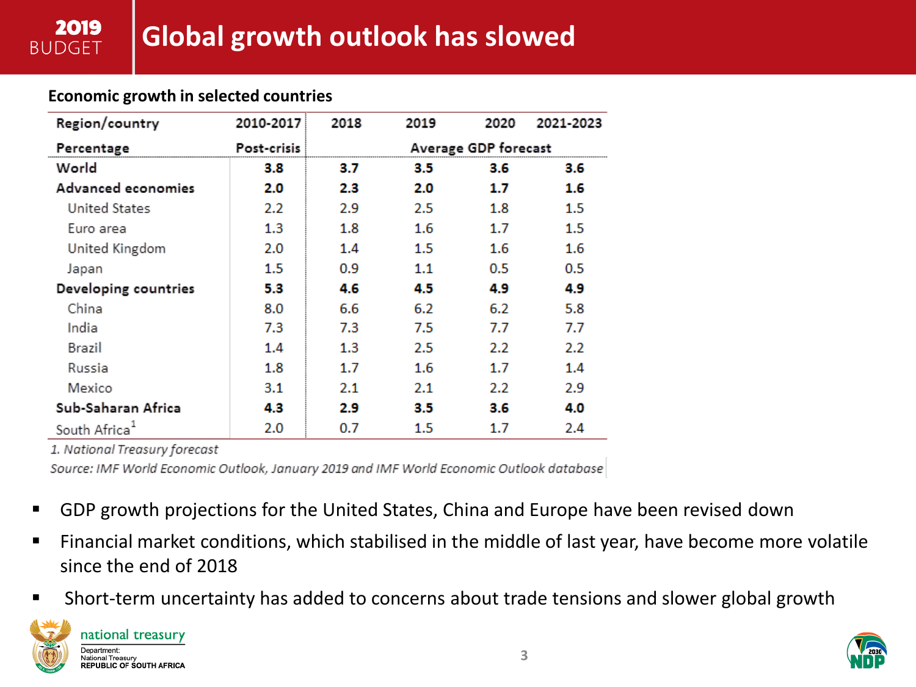# Global growth outlook has slowed

**Economic growth in selected countries**

| Region/country | 2010-2017 | 2018 | 2019 | 2020 | 2021-2023 |
|---|---|---|---|---|---|
| Percentage | Post-crisis | Average GDP forecast | | | |
| **World** | **3.8** | **3.7** | **3.5** | **3.6** | **3.6** |
| **Advanced economies** | **2.0** | **2.3** | **2.0** | **1.7** | **1.6** |
| United States | 2.2 | 2.9 | 2.5 | 1.8 | 1.5 |
| Euro area | 1.3 | 1.8 | 1.6 | 1.7 | 1.5 |
| United Kingdom | 2.0 | 1.4 | 1.5 | 1.6 | 1.6 |
| Japan | 1.5 | 0.9 | 1.1 | 0.5 | 0.5 |
| **Developing countries** | **5.3** | **4.6** | **4.5** | **4.9** | **4.9** |
| China | 8.0 | 6.6 | 6.2 | 6.2 | 5.8 |
| India | 7.3 | 7.3 | 7.5 | 7.7 | 7.7 |
| Brazil | 1.4 | 1.3 | 2.5 | 2.2 | 2.2 |
| Russia | 1.8 | 1.7 | 1.6 | 1.7 | 1.4 |
| Mexico | 3.1 | 2.1 | 2.1 | 2.2 | 2.9 |
| **Sub-Saharan Africa** | **4.3** | **2.9** | **3.5** | **3.6** | **4.0** |
| South Africa[1] | 2.0 | 0.7 | 1.5 | 1.7 | 2.4 |

*1. National Treasury forecast*

*Source: IMF World Economic Outlook, January 2019 and IMF World Economic Outlook database*

- GDP growth projections for the United States, China and Europe have been revised down
- Financial market conditions, which stabilised in the middle of last year, have become more volatile since the end of 2018
- Short-term uncertainty has added to concerns about trade tensions and slower global growth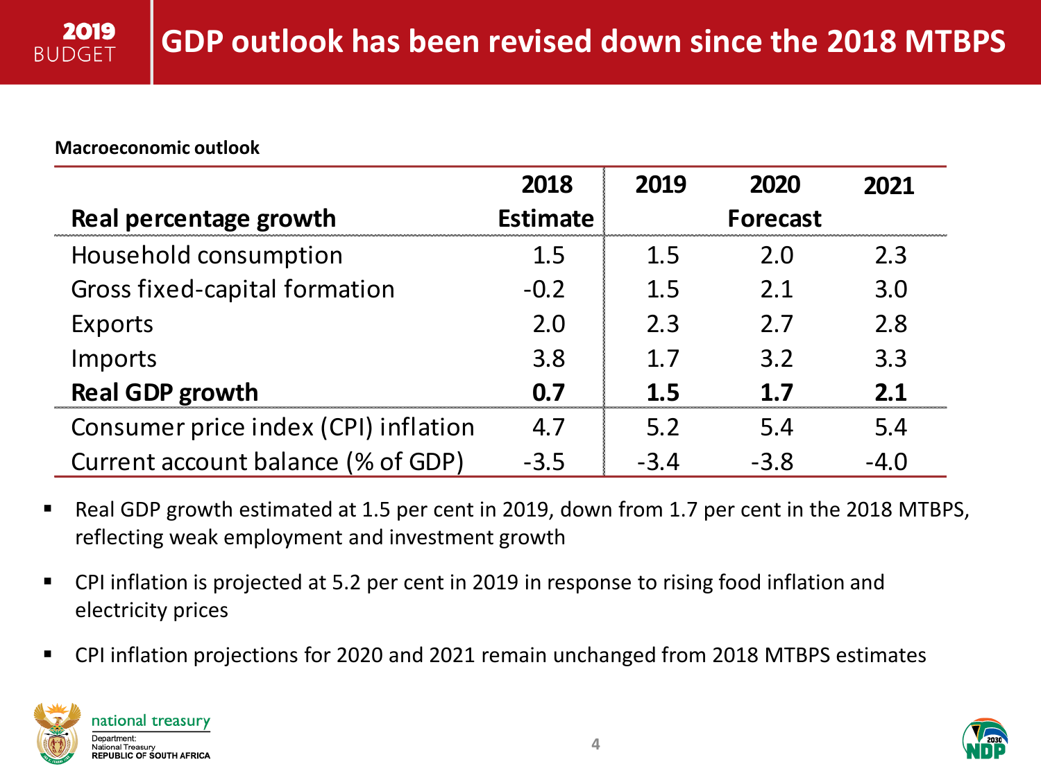# GDP outlook has been revised down since the 2018 MTBPS

**Macroeconomic outlook**

| Real percentage growth | 2018<br>Estimate | 2019 | 2020<br>Forecast | 2021 |
|---|---|---|---|---|
| Household consumption | 1.5 | 1.5 | 2.0 | 2.3 |
| Gross fixed-capital formation | -0.2 | 1.5 | 2.1 | 3.0 |
| Exports | 2.0 | 2.3 | 2.7 | 2.8 |
| Imports | 3.8 | 1.7 | 3.2 | 3.3 |
| **Real GDP growth** | **0.7** | **1.5** | **1.7** | **2.1** |
| Consumer price index (CPI) inflation | 4.7 | 5.2 | 5.4 | 5.4 |
| Current account balance (% of GDP) | -3.5 | -3.4 | -3.8 | -4.0 |

- Real GDP growth estimated at 1.5 per cent in 2019, down from 1.7 per cent in the 2018 MTBPS, reflecting weak employment and investment growth
- CPI inflation is projected at 5.2 per cent in 2019 in response to rising food inflation and electricity prices
- CPI inflation projections for 2020 and 2021 remain unchanged from 2018 MTBPS estimates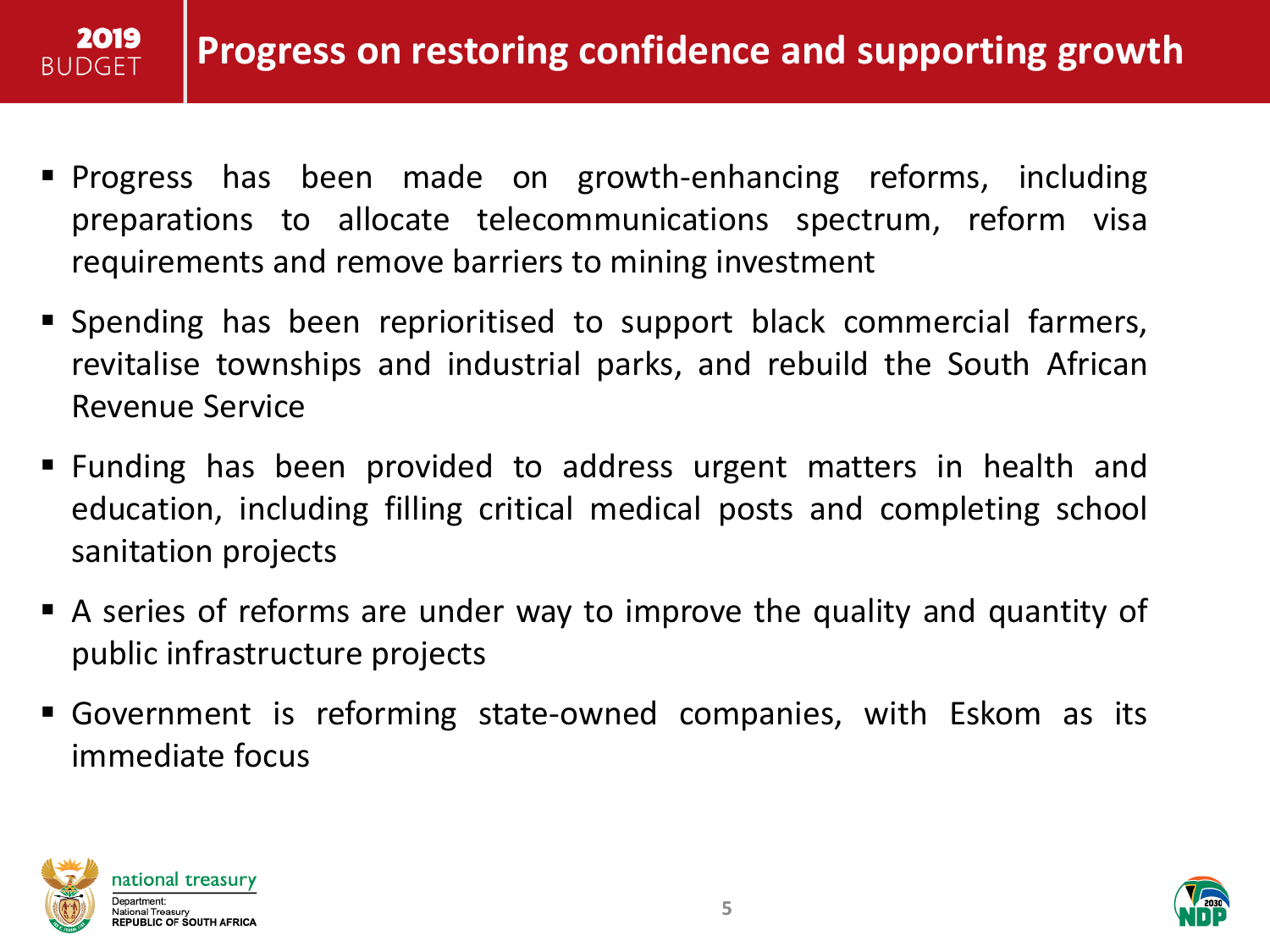# Progress on restoring confidence and supporting growth

- Progress has been made on growth-enhancing reforms, including preparations to allocate telecommunications spectrum, reform visa requirements and remove barriers to mining investment
- Spending has been reprioritised to support black commercial farmers, revitalise townships and industrial parks, and rebuild the South African Revenue Service
- Funding has been provided to address urgent matters in health and education, including filling critical medical posts and completing school sanitation projects
- A series of reforms are under way to improve the quality and quantity of public infrastructure projects
- Government is reforming state-owned companies, with Eskom as its immediate focus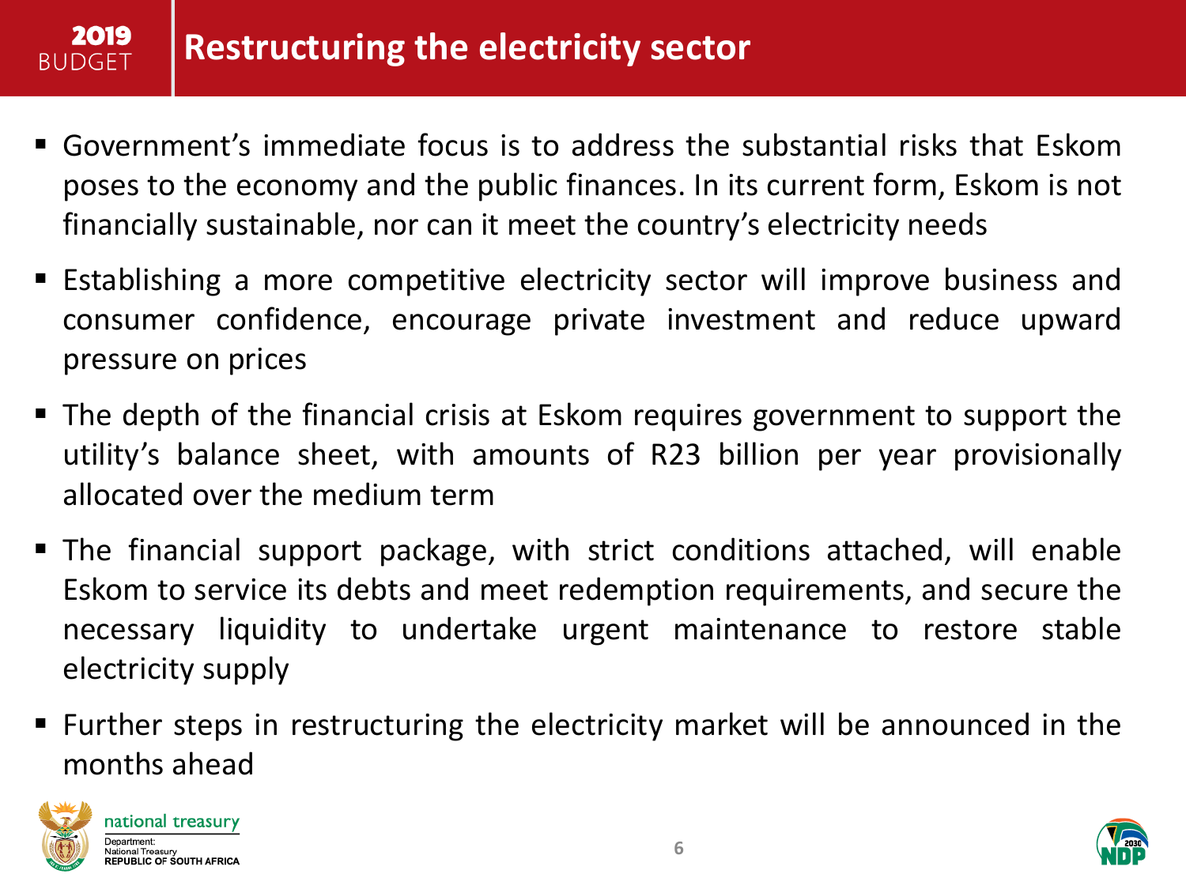# Restructuring the electricity sector

- Government's immediate focus is to address the substantial risks that Eskom poses to the economy and the public finances. In its current form, Eskom is not financially sustainable, nor can it meet the country's electricity needs
- Establishing a more competitive electricity sector will improve business and consumer confidence, encourage private investment and reduce upward pressure on prices
- The depth of the financial crisis at Eskom requires government to support the utility's balance sheet, with amounts of R23 billion per year provisionally allocated over the medium term
- The financial support package, with strict conditions attached, will enable Eskom to service its debts and meet redemption requirements, and secure the necessary liquidity to undertake urgent maintenance to restore stable electricity supply
- Further steps in restructuring the electricity market will be announced in the months ahead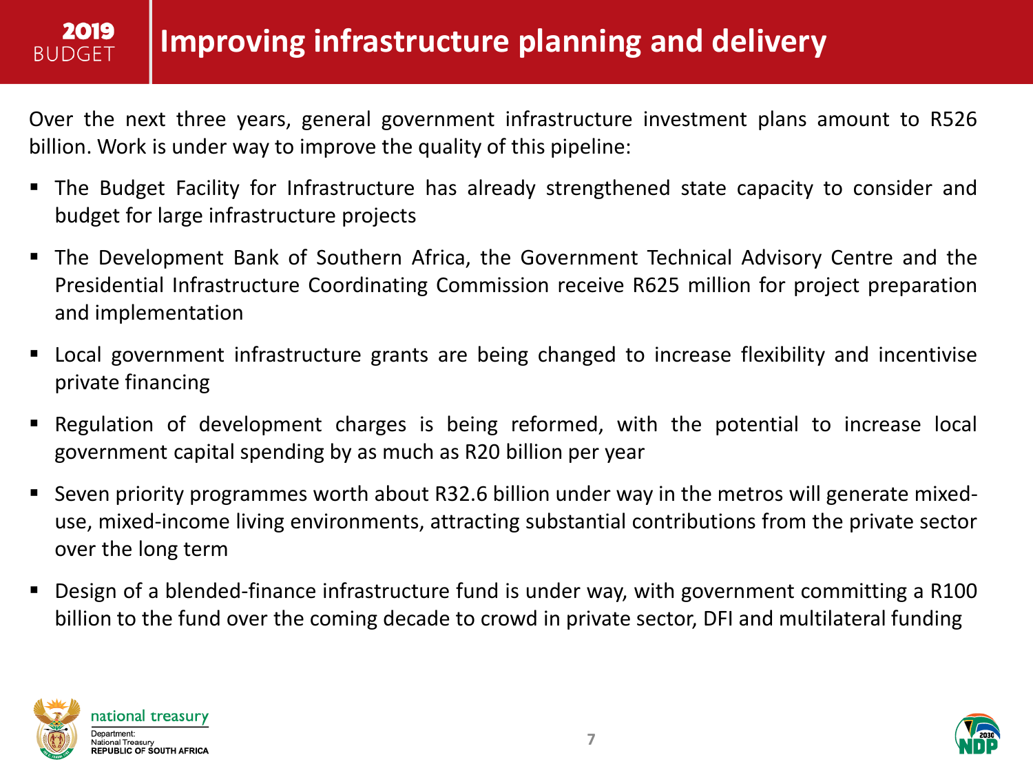# Improving infrastructure planning and delivery

Over the next three years, general government infrastructure investment plans amount to R526 billion. Work is under way to improve the quality of this pipeline:

- The Budget Facility for Infrastructure has already strengthened state capacity to consider and budget for large infrastructure projects
- The Development Bank of Southern Africa, the Government Technical Advisory Centre and the Presidential Infrastructure Coordinating Commission receive R625 million for project preparation and implementation
- Local government infrastructure grants are being changed to increase flexibility and incentivise private financing
- Regulation of development charges is being reformed, with the potential to increase local government capital spending by as much as R20 billion per year
- Seven priority programmes worth about R32.6 billion under way in the metros will generate mixed-use, mixed-income living environments, attracting substantial contributions from the private sector over the long term
- Design of a blended-finance infrastructure fund is under way, with government committing a R100 billion to the fund over the coming decade to crowd in private sector, DFI and multilateral funding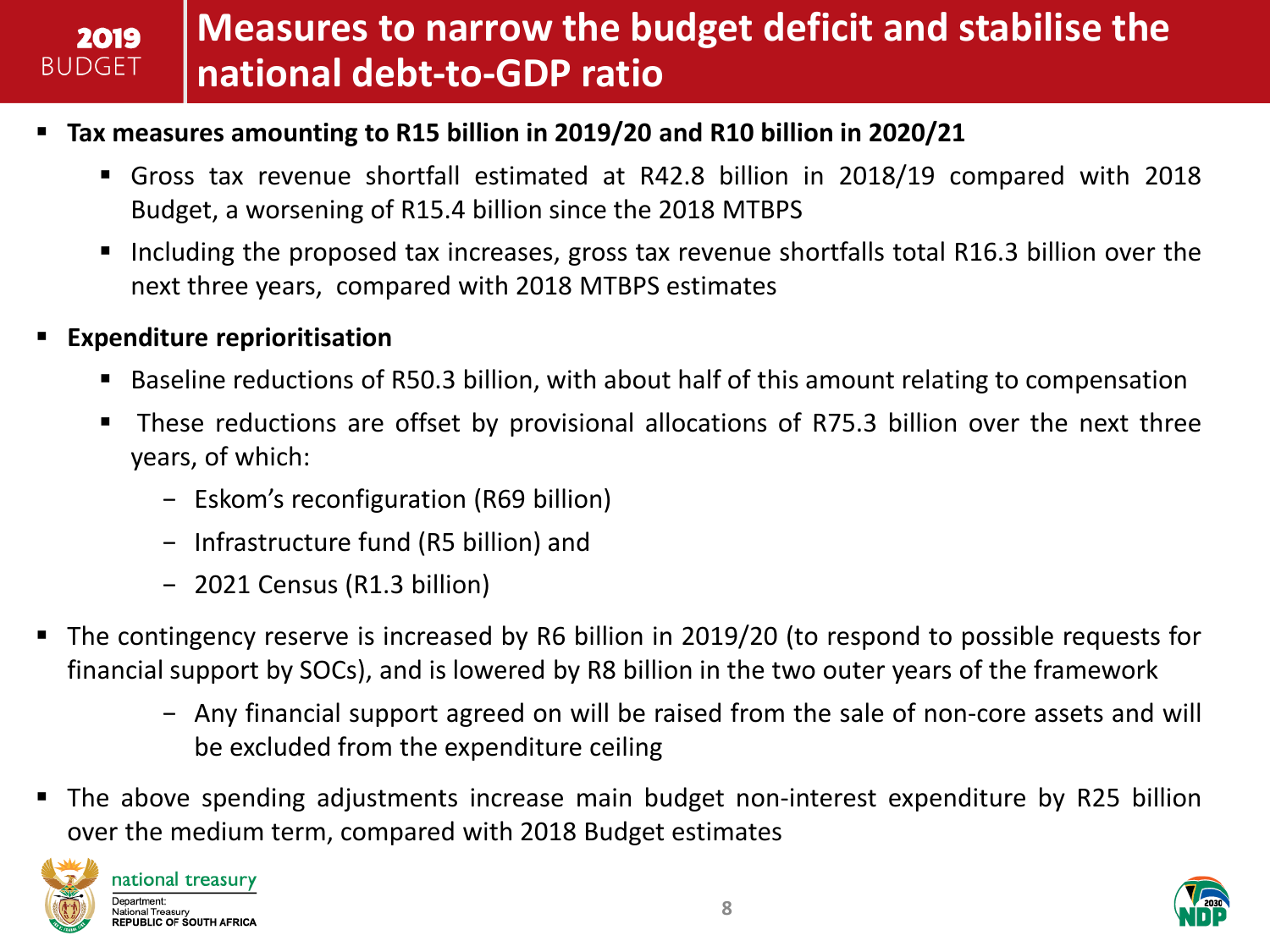# Measures to narrow the budget deficit and stabilise the national debt-to-GDP ratio

- **Tax measures amounting to R15 billion in 2019/20 and R10 billion in 2020/21**
  - Gross tax revenue shortfall estimated at R42.8 billion in 2018/19 compared with 2018 Budget, a worsening of R15.4 billion since the 2018 MTBPS
  - Including the proposed tax increases, gross tax revenue shortfalls total R16.3 billion over the next three years, compared with 2018 MTBPS estimates
- **Expenditure reprioritisation**
  - Baseline reductions of R50.3 billion, with about half of this amount relating to compensation
  - These reductions are offset by provisional allocations of R75.3 billion over the next three years, of which:
    - Eskom's reconfiguration (R69 billion)
    - Infrastructure fund (R5 billion) and
    - 2021 Census (R1.3 billion)
- The contingency reserve is increased by R6 billion in 2019/20 (to respond to possible requests for financial support by SOCs), and is lowered by R8 billion in the two outer years of the framework
  - Any financial support agreed on will be raised from the sale of non-core assets and will be excluded from the expenditure ceiling
- The above spending adjustments increase main budget non-interest expenditure by R25 billion over the medium term, compared with 2018 Budget estimates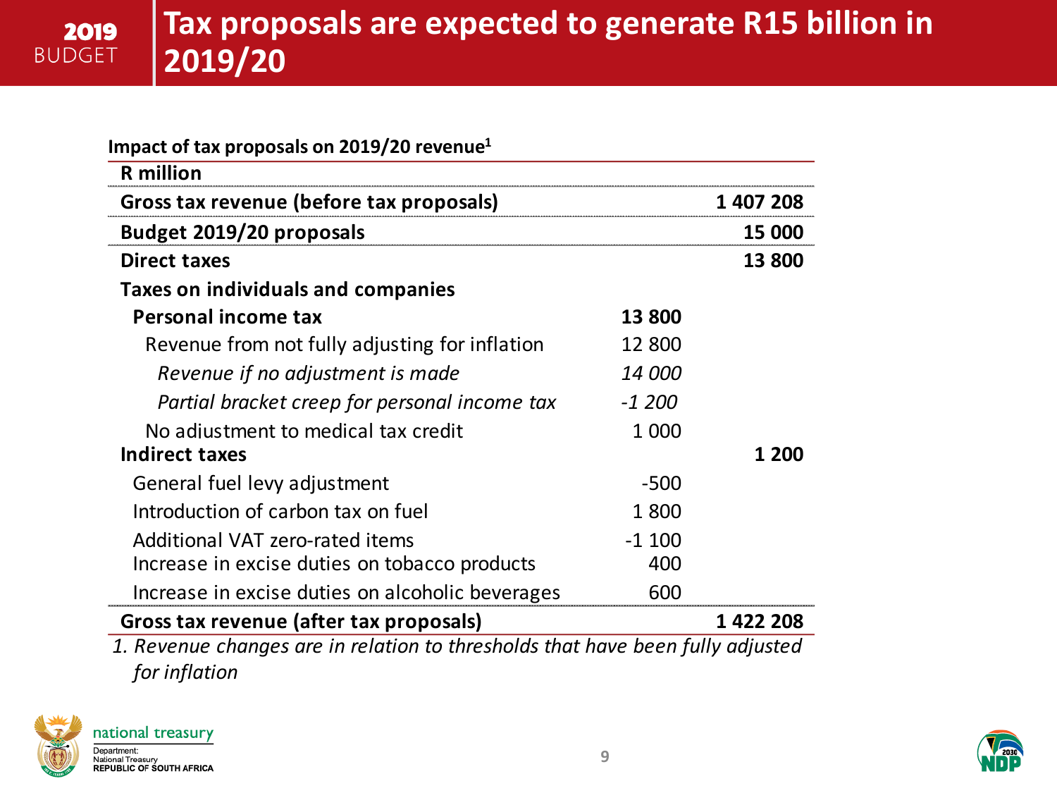# Tax proposals are expected to generate R15 billion in 2019/20

**Impact of tax proposals on 2019/20 revenue**[1]

| R million | | |
|---|---|---|
| **Gross tax revenue (before tax proposals)** | | **1 407 208** |
| **Budget 2019/20 proposals** | | **15 000** |
| **Direct taxes** | | **13 800** |
| **Taxes on individuals and companies** | | |
| **Personal income tax** | **13 800** | |
| Revenue from not fully adjusting for inflation | 12 800 | |
| *Revenue if no adjustment is made* | *14 000* | |
| *Partial bracket creep for personal income tax* | *-1 200* | |
| No adjustment to medical tax credit | 1 000 | |
| **Indirect taxes** | | **1 200** |
| General fuel levy adjustment | -500 | |
| Introduction of carbon tax on fuel | 1 800 | |
| Additional VAT zero-rated items | -1 100 | |
| Increase in excise duties on tobacco products | 400 | |
| Increase in excise duties on alcoholic beverages | 600 | |
| **Gross tax revenue (after tax proposals)** | | **1 422 208** |

*1. Revenue changes are in relation to thresholds that have been fully adjusted for inflation*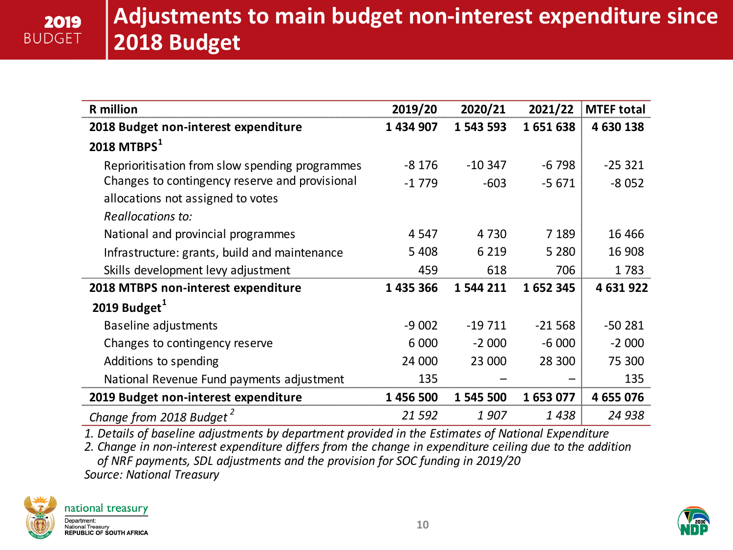# Adjustments to main budget non-interest expenditure since 2018 Budget

| R million | 2019/20 | 2020/21 | 2021/22 | MTEF total |
|---|---|---|---|---|
| **2018 Budget non-interest expenditure** | **1 434 907** | **1 543 593** | **1 651 638** | **4 630 138** |
| **2018 MTBPS[1]** | | | | |
| Reprioritisation from slow spending programmes | -8 176 | -10 347 | -6 798 | -25 321 |
| Changes to contingency reserve and provisional allocations not assigned to votes | -1 779 | -603 | -5 671 | -8 052 |
| *Reallocations to:* | | | | |
| National and provincial programmes | 4 547 | 4 730 | 7 189 | 16 466 |
| Infrastructure: grants, build and maintenance | 5 408 | 6 219 | 5 280 | 16 908 |
| Skills development levy adjustment | 459 | 618 | 706 | 1 783 |
| **2018 MTBPS non-interest expenditure** | **1 435 366** | **1 544 211** | **1 652 345** | **4 631 922** |
| **2019 Budget[1]** | | | | |
| Baseline adjustments | -9 002 | -19 711 | -21 568 | -50 281 |
| Changes to contingency reserve | 6 000 | -2 000 | -6 000 | -2 000 |
| Additions to spending | 24 000 | 23 000 | 28 300 | 75 300 |
| National Revenue Fund payments adjustment | 135 | – | – | 135 |
| **2019 Budget non-interest expenditure** | **1 456 500** | **1 545 500** | **1 653 077** | **4 655 076** |
| *Change from 2018 Budget[2]* | *21 592* | *1 907* | *1 438* | *24 938* |

*1. Details of baseline adjustments by department provided in the Estimates of National Expenditure*

*2. Change in non-interest expenditure differs from the change in expenditure ceiling due to the addition of NRF payments, SDL adjustments and the provision for SOC funding in 2019/20*

*Source: National Treasury*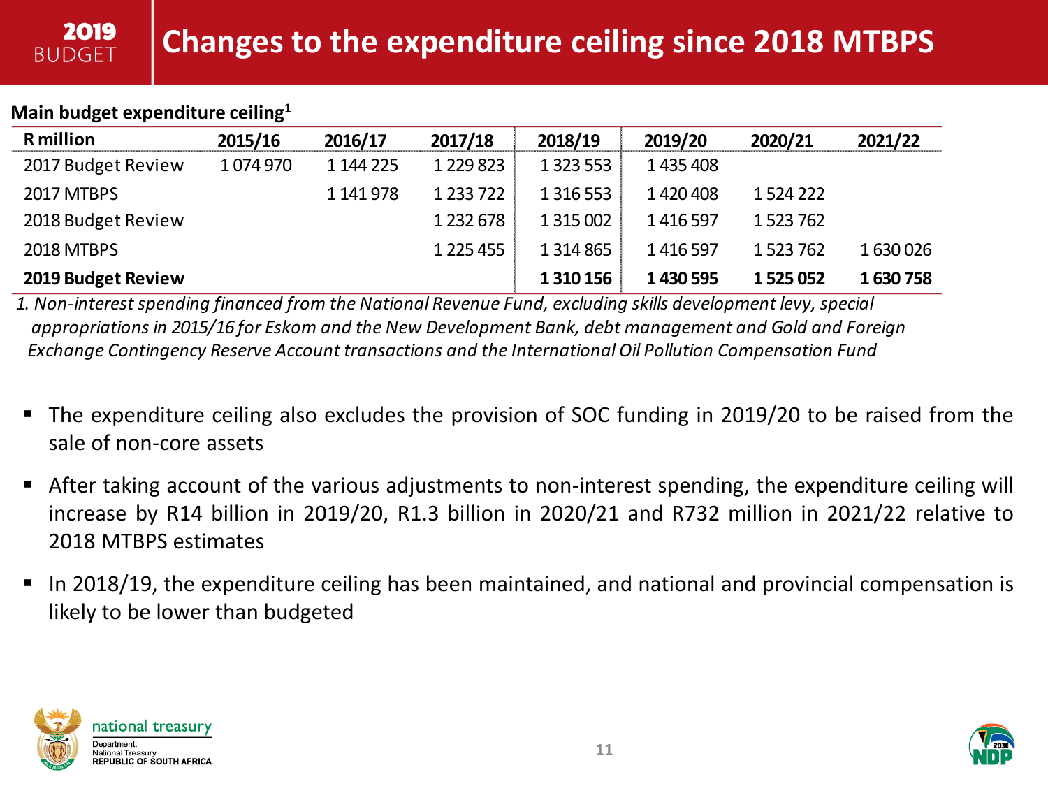# Changes to the expenditure ceiling since 2018 MTBPS

**Main budget expenditure ceiling[1]**

| R million | 2015/16 | 2016/17 | 2017/18 | 2018/19 | 2019/20 | 2020/21 | 2021/22 |
|---|---|---|---|---|---|---|---|
| 2017 Budget Review | 1 074 970 | 1 144 225 | 1 229 823 | 1 323 553 | 1 435 408 | | |
| 2017 MTBPS | | 1 141 978 | 1 233 722 | 1 316 553 | 1 420 408 | 1 524 222 | |
| 2018 Budget Review | | | 1 232 678 | 1 315 002 | 1 416 597 | 1 523 762 | |
| 2018 MTBPS | | | 1 225 455 | 1 314 865 | 1 416 597 | 1 523 762 | 1 630 026 |
| **2019 Budget Review** | | | | **1 310 156** | **1 430 595** | **1 525 052** | **1 630 758** |

*1. Non-interest spending financed from the National Revenue Fund, excluding skills development levy, special appropriations in 2015/16 for Eskom and the New Development Bank, debt management and Gold and Foreign Exchange Contingency Reserve Account transactions and the International Oil Pollution Compensation Fund*

- The expenditure ceiling also excludes the provision of SOC funding in 2019/20 to be raised from the sale of non-core assets
- After taking account of the various adjustments to non-interest spending, the expenditure ceiling will increase by R14 billion in 2019/20, R1.3 billion in 2020/21 and R732 million in 2021/22 relative to 2018 MTBPS estimates
- In 2018/19, the expenditure ceiling has been maintained, and national and provincial compensation is likely to be lower than budgeted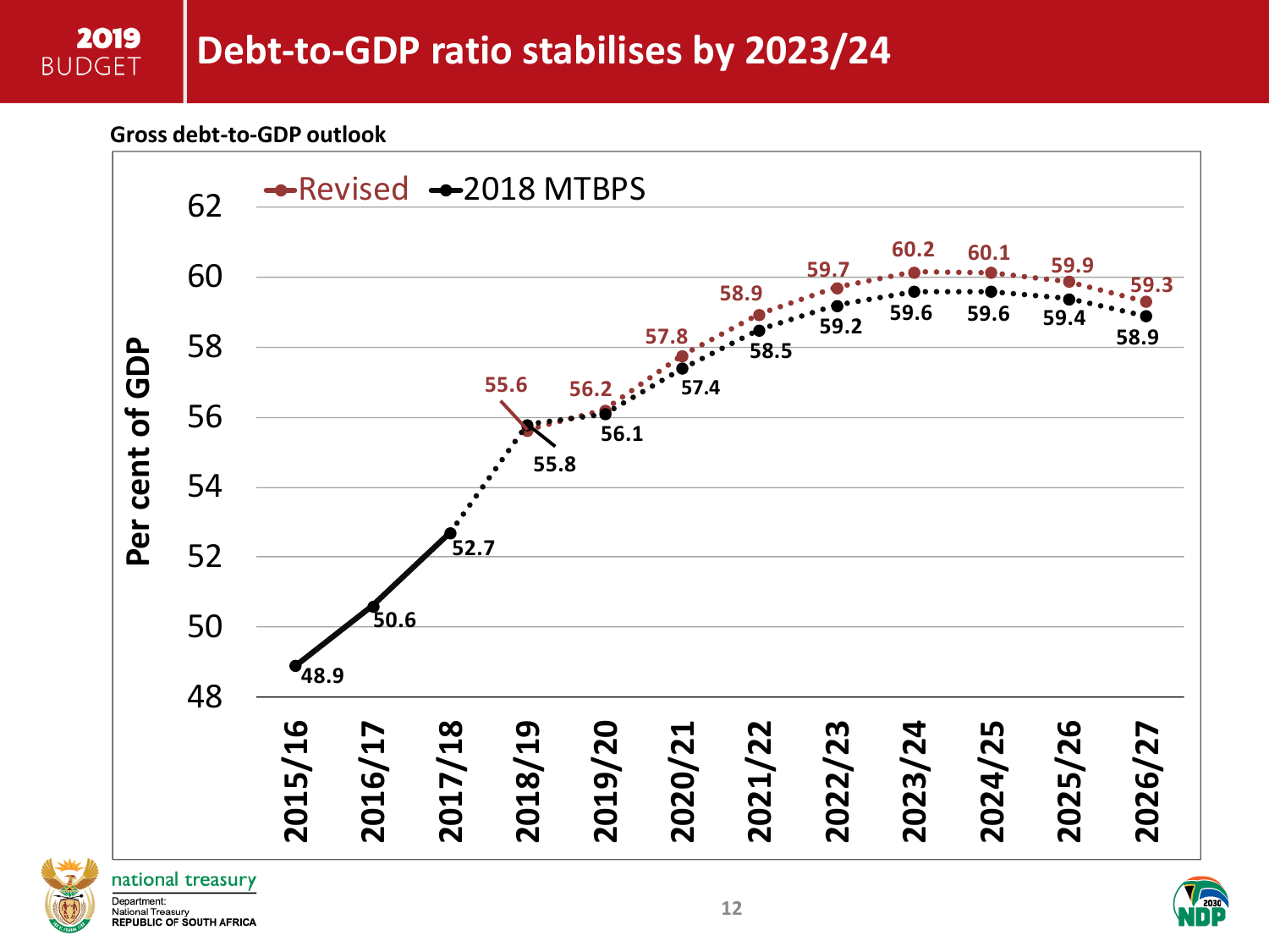# Debt-to-GDP ratio stabilises by 2023/24

**Gross debt-to-GDP outlook**

| Year | Revised | 2018 MTBPS |
|---|---|---|
| 2015/16 | | 48.9 |
| 2016/17 | | 50.6 |
| 2017/18 | | 52.7 |
| 2018/19 | 55.6 | 55.8 |
| 2019/20 | 56.2 | 56.1 |
| 2020/21 | 57.8 | 57.4 |
| 2021/22 | 58.9 | 58.5 |
| 2022/23 | 59.7 | 59.2 |
| 2023/24 | 60.2 | 59.6 |
| 2024/25 | 60.1 | 59.6 |
| 2025/26 | 59.9 | 59.4 |
| 2026/27 | 59.3 | 58.9 |

Per cent of GDP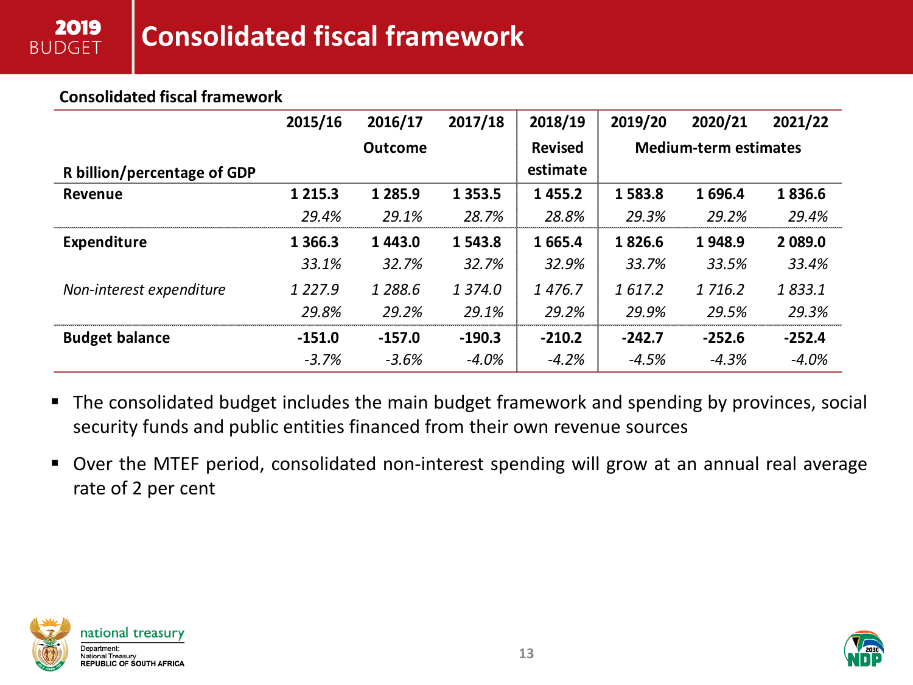# Consolidated fiscal framework

**Consolidated fiscal framework**

| R billion/percentage of GDP | 2015/16 | 2016/17 | 2017/18 | 2018/19 | 2019/20 | 2020/21 | 2021/22 |
|---|---|---|---|---|---|---|---|
| | | Outcome | | Revised estimate | | Medium-term estimates | |
| **Revenue** | **1 215.3** | **1 285.9** | **1 353.5** | **1 455.2** | **1 583.8** | **1 696.4** | **1 836.6** |
| | *29.4%* | *29.1%* | *28.7%* | *28.8%* | *29.3%* | *29.2%* | *29.4%* |
| **Expenditure** | **1 366.3** | **1 443.0** | **1 543.8** | **1 665.4** | **1 826.6** | **1 948.9** | **2 089.0** |
| | *33.1%* | *32.7%* | *32.7%* | *32.9%* | *33.7%* | *33.5%* | *33.4%* |
| *Non-interest expenditure* | *1 227.9* | *1 288.6* | *1 374.0* | *1 476.7* | *1 617.2* | *1 716.2* | *1 833.1* |
| | *29.8%* | *29.2%* | *29.1%* | *29.2%* | *29.9%* | *29.5%* | *29.3%* |
| **Budget balance** | **-151.0** | **-157.0** | **-190.3** | **-210.2** | **-242.7** | **-252.6** | **-252.4** |
| | *-3.7%* | *-3.6%* | *-4.0%* | *-4.2%* | *-4.5%* | *-4.3%* | *-4.0%* |

- The consolidated budget includes the main budget framework and spending by provinces, social security funds and public entities financed from their own revenue sources
- Over the MTEF period, consolidated non-interest spending will grow at an annual real average rate of 2 per cent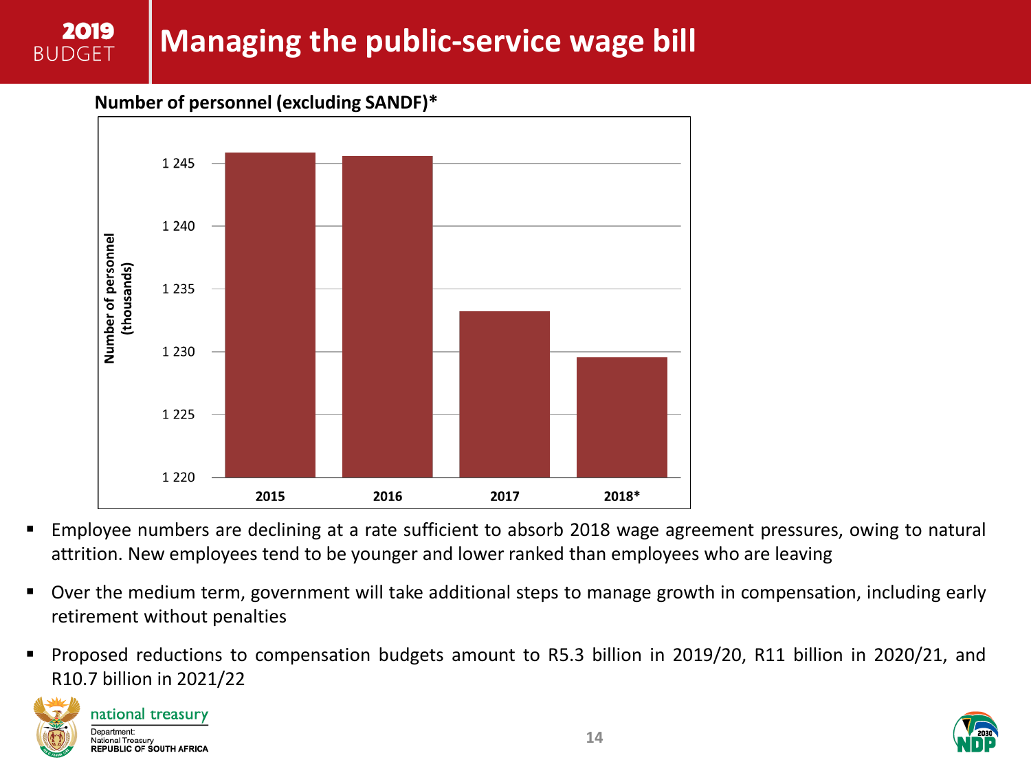# Managing the public-service wage bill

**Number of personnel (excluding SANDF)***

Number of personnel (thousands)

1 245
1 240
1 235
1 230
1 225
1 220

2015 2016 2017 2018*

- Employee numbers are declining at a rate sufficient to absorb 2018 wage agreement pressures, owing to natural attrition. New employees tend to be younger and lower ranked than employees who are leaving
- Over the medium term, government will take additional steps to manage growth in compensation, including early retirement without penalties
- Proposed reductions to compensation budgets amount to R5.3 billion in 2019/20, R11 billion in 2020/21, and R10.7 billion in 2021/22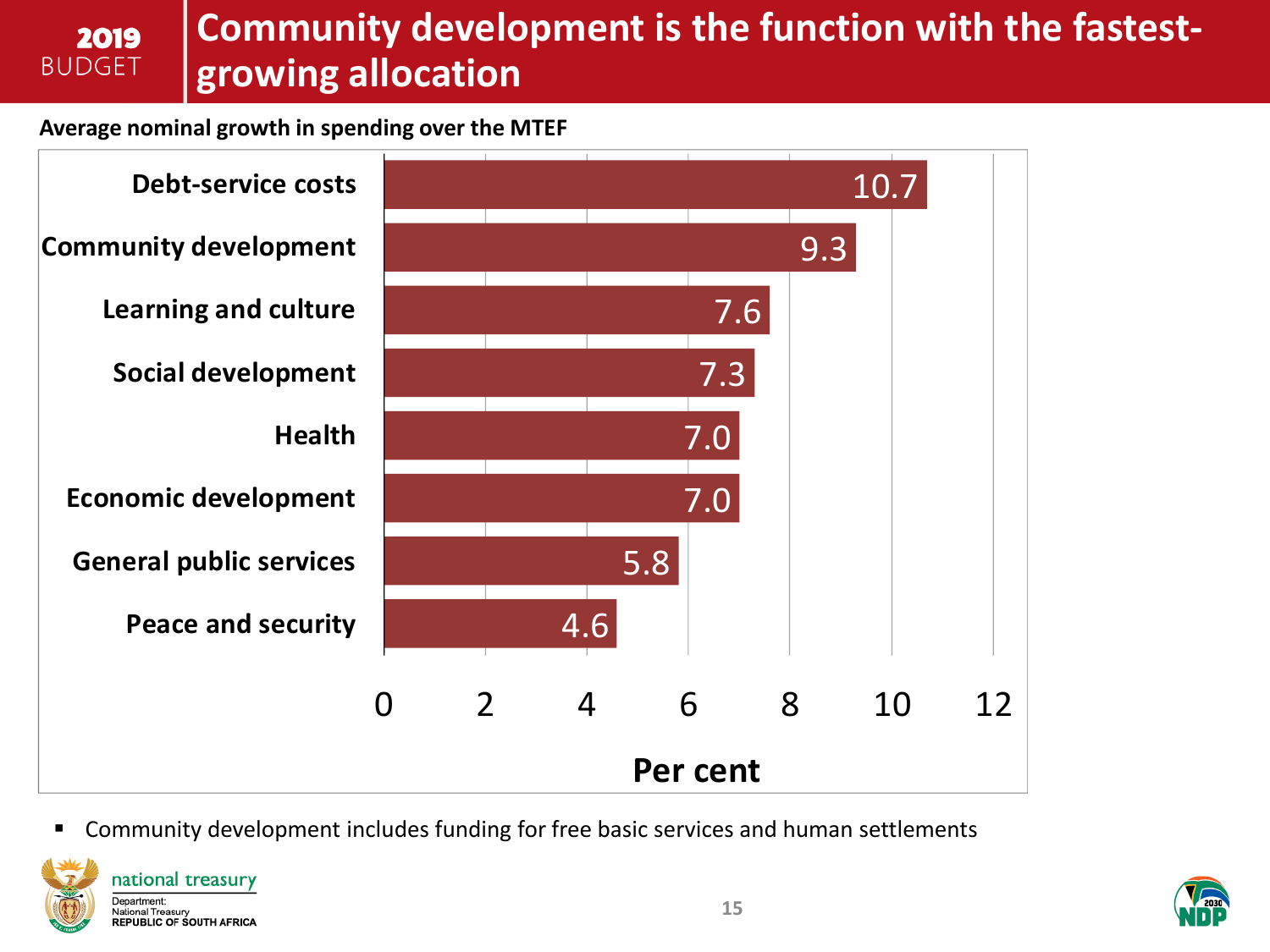# Community development is the function with the fastest-growing allocation

**Average nominal growth in spending over the MTEF**

| Function | Per cent |
|---|---|
| Debt-service costs | 10.7 |
| Community development | 9.3 |
| Learning and culture | 7.6 |
| Social development | 7.3 |
| Health | 7.0 |
| Economic development | 7.0 |
| General public services | 5.8 |
| Peace and security | 4.6 |

- Community development includes funding for free basic services and human settlements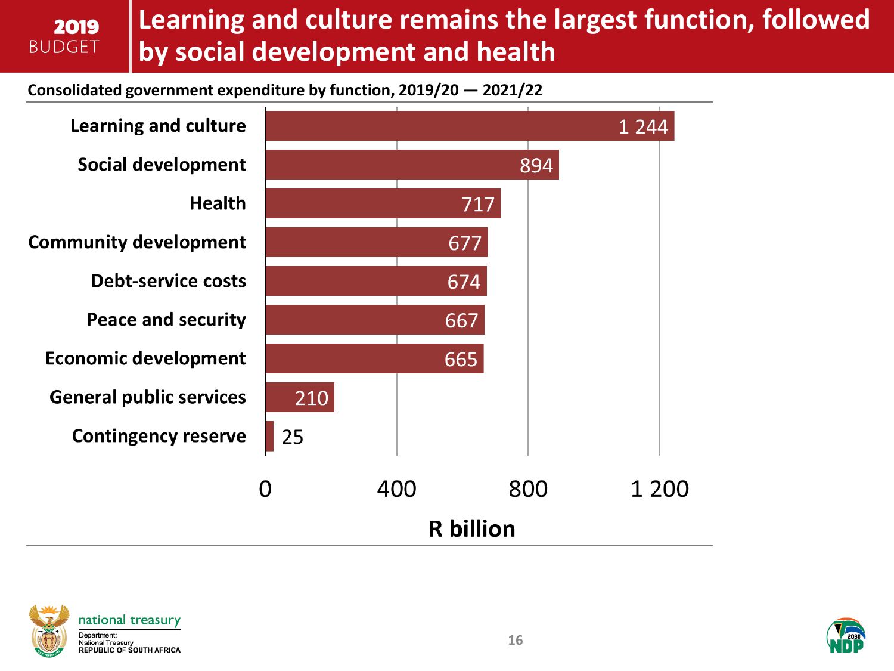# Learning and culture remains the largest function, followed by social development and health

**Consolidated government expenditure by function, 2019/20 — 2021/22**

| Function | R billion |
| --- | --- |
| Learning and culture | 1 244 |
| Social development | 894 |
| Health | 717 |
| Community development | 677 |
| Debt-service costs | 674 |
| Peace and security | 667 |
| Economic development | 665 |
| General public services | 210 |
| Contingency reserve | 25 |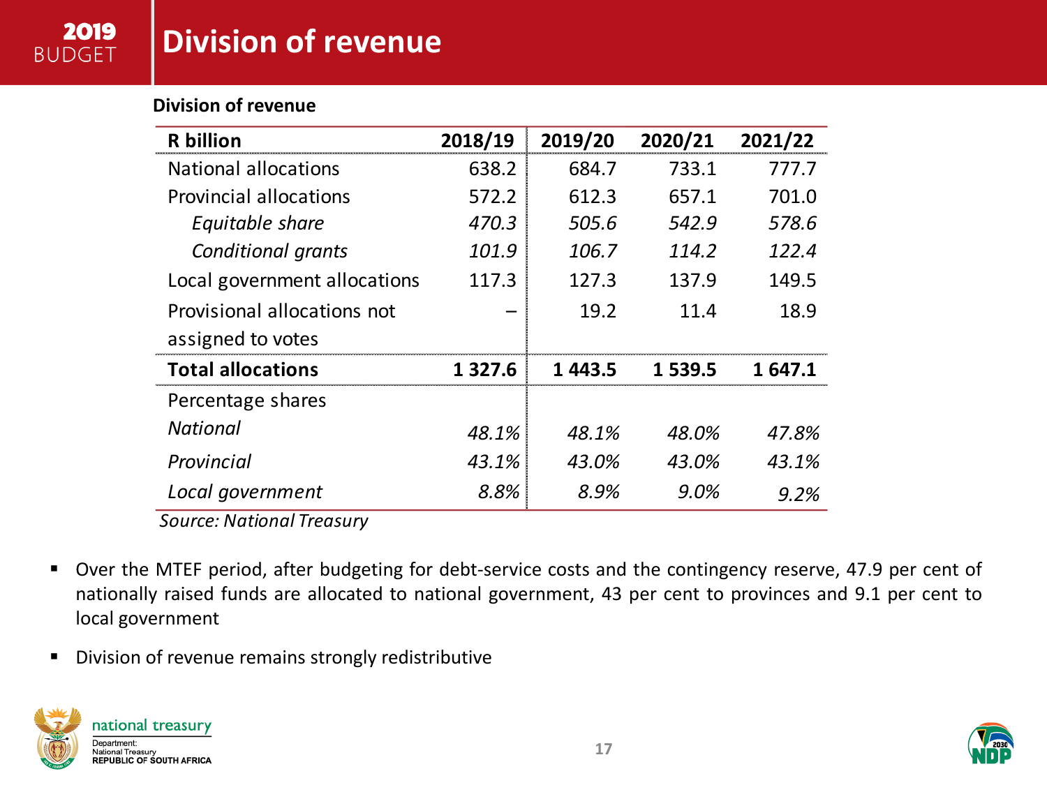# Division of revenue

**Division of revenue**

| R billion | 2018/19 | 2019/20 | 2020/21 | 2021/22 |
|---|---|---|---|---|
| National allocations | 638.2 | 684.7 | 733.1 | 777.7 |
| Provincial allocations | 572.2 | 612.3 | 657.1 | 701.0 |
| *Equitable share* | *470.3* | *505.6* | *542.9* | *578.6* |
| *Conditional grants* | *101.9* | *106.7* | *114.2* | *122.4* |
| Local government allocations | 117.3 | 127.3 | 137.9 | 149.5 |
| Provisional allocations not assigned to votes | – | 19.2 | 11.4 | 18.9 |
| **Total allocations** | **1 327.6** | **1 443.5** | **1 539.5** | **1 647.1** |
| Percentage shares | | | | |
| *National* | *48.1%* | *48.1%* | *48.0%* | *47.8%* |
| *Provincial* | *43.1%* | *43.0%* | *43.0%* | *43.1%* |
| *Local government* | *8.8%* | *8.9%* | *9.0%* | *9.2%* |

*Source: National Treasury*

- Over the MTEF period, after budgeting for debt-service costs and the contingency reserve, 47.9 per cent of nationally raised funds are allocated to national government, 43 per cent to provinces and 9.1 per cent to local government
- Division of revenue remains strongly redistributive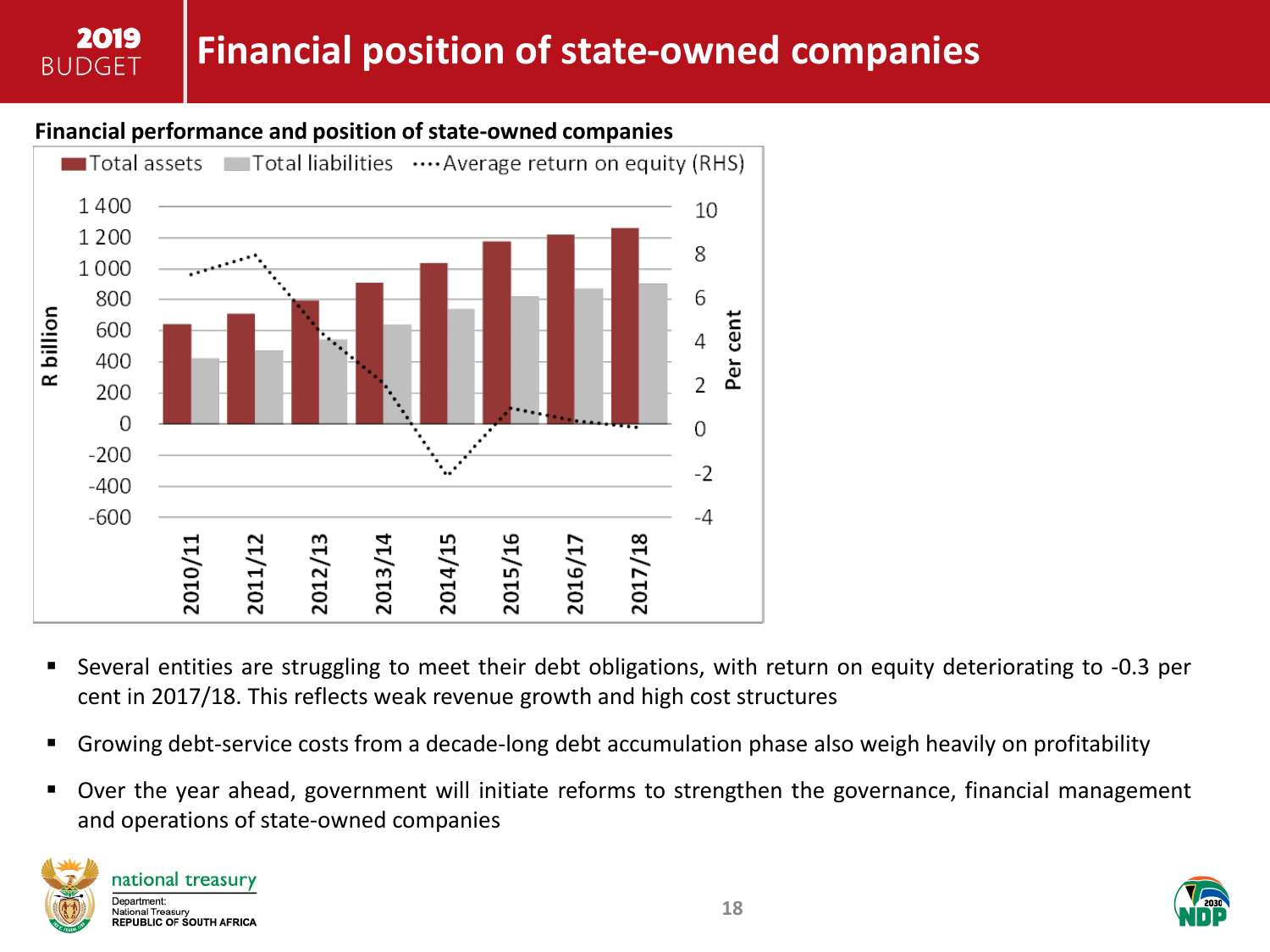# Financial position of state-owned companies

**Financial performance and position of state-owned companies**

- Several entities are struggling to meet their debt obligations, with return on equity deteriorating to -0.3 per cent in 2017/18. This reflects weak revenue growth and high cost structures
- Growing debt-service costs from a decade-long debt accumulation phase also weigh heavily on profitability
- Over the year ahead, government will initiate reforms to strengthen the governance, financial management and operations of state-owned companies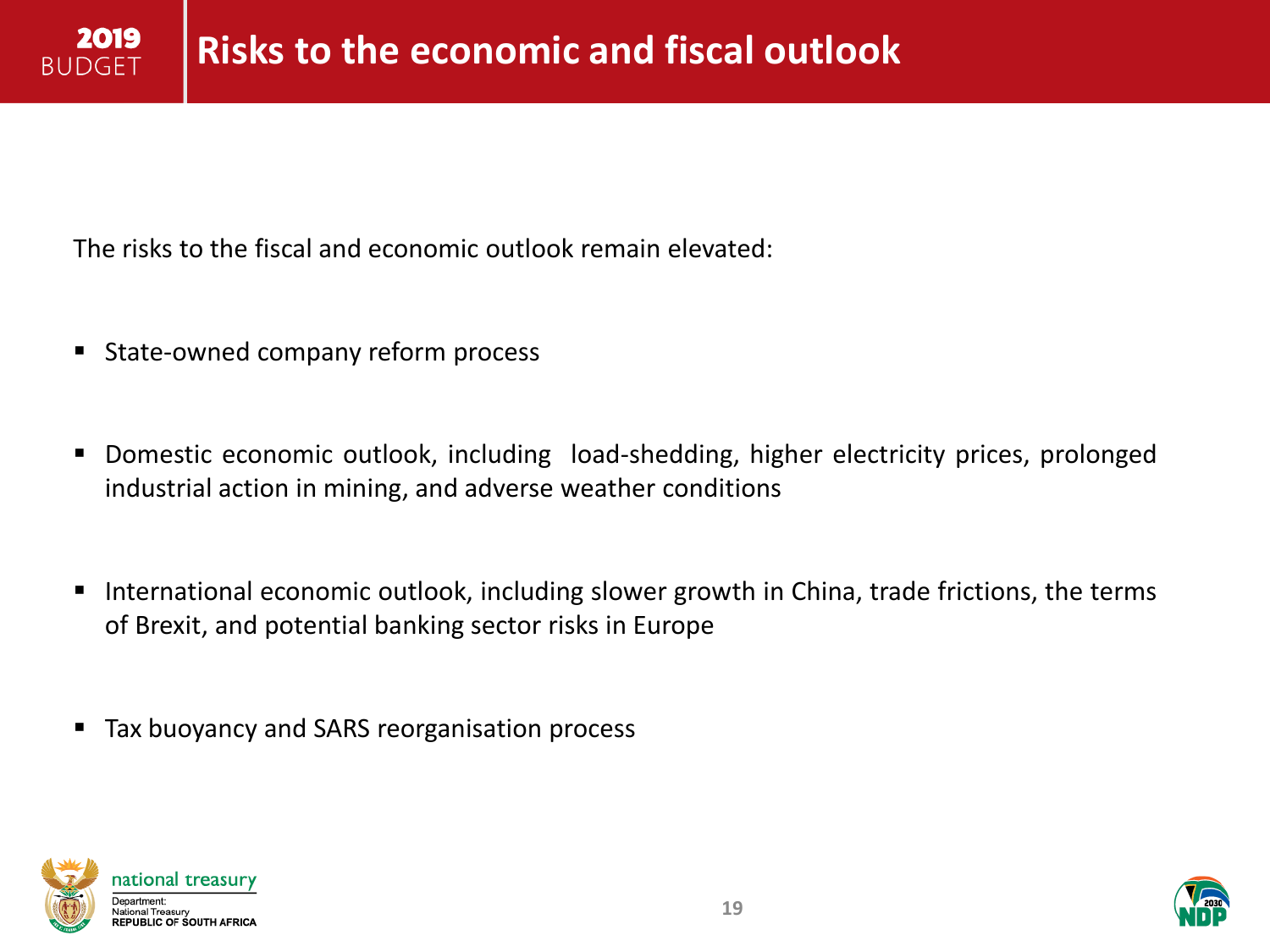# Risks to the economic and fiscal outlook

The risks to the fiscal and economic outlook remain elevated:

- State-owned company reform process
- Domestic economic outlook, including load-shedding, higher electricity prices, prolonged industrial action in mining, and adverse weather conditions
- International economic outlook, including slower growth in China, trade frictions, the terms of Brexit, and potential banking sector risks in Europe
- Tax buoyancy and SARS reorganisation process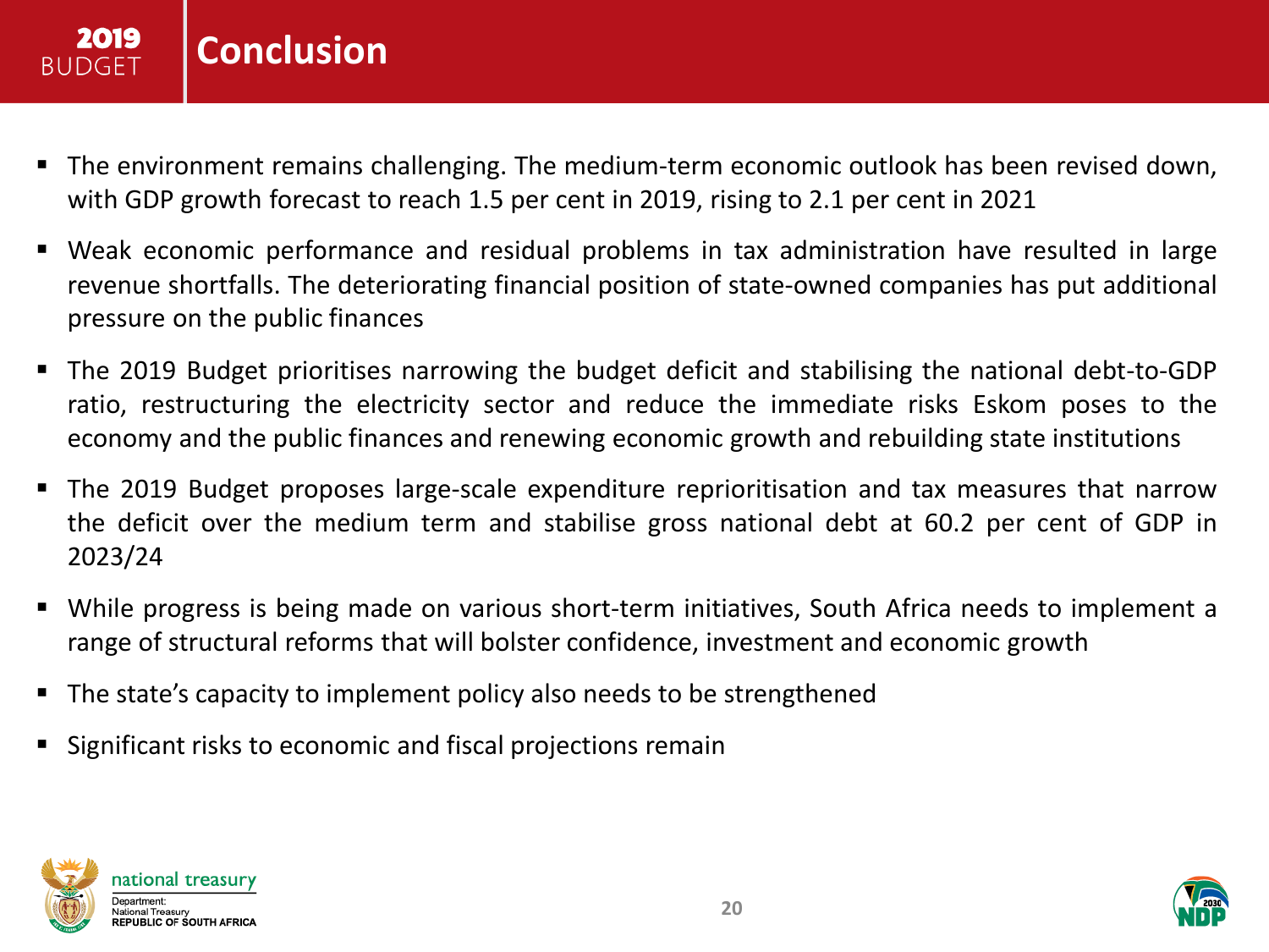# Conclusion

- The environment remains challenging. The medium-term economic outlook has been revised down, with GDP growth forecast to reach 1.5 per cent in 2019, rising to 2.1 per cent in 2021
- Weak economic performance and residual problems in tax administration have resulted in large revenue shortfalls. The deteriorating financial position of state-owned companies has put additional pressure on the public finances
- The 2019 Budget prioritises narrowing the budget deficit and stabilising the national debt-to-GDP ratio, restructuring the electricity sector and reduce the immediate risks Eskom poses to the economy and the public finances and renewing economic growth and rebuilding state institutions
- The 2019 Budget proposes large-scale expenditure reprioritisation and tax measures that narrow the deficit over the medium term and stabilise gross national debt at 60.2 per cent of GDP in 2023/24
- While progress is being made on various short-term initiatives, South Africa needs to implement a range of structural reforms that will bolster confidence, investment and economic growth
- The state's capacity to implement policy also needs to be strengthened
- Significant risks to economic and fiscal projections remain